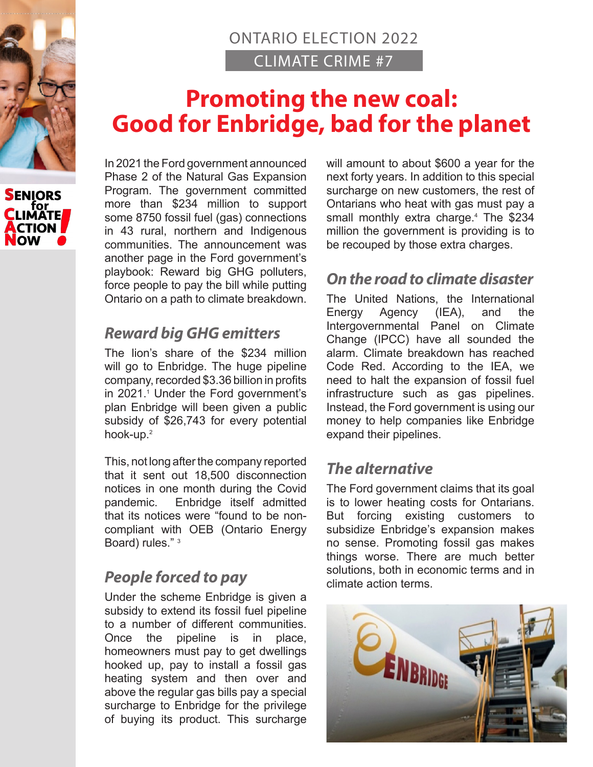ONTARIO ELECTION 2022

CLIMATE CRIME #7

# Promoting the new coal: Good for Enbridge, bad for the planet

In 2021 the Ford government announced Phase 2 of the Natural Gas Expansion Program. The government committed more than $234 million to support some 8750 fossil fuel (gas) connections in 43 rural, northern and Indigenous communities. The announcement was another page in the Ford government's playbook: Reward big GHG polluters, force people to pay the bill while putting Ontario on a path to climate breakdown.

## *Reward big GHG emitters*

The lion's share of the $234 million will go to Enbridge. The huge pipeline company, recorded $3.36 billion in profits in 2021.[1] Under the Ford government's plan Enbridge will been given a public subsidy of $26,743 for every potential hook-up.[2]

This, not long after the company reported that it sent out 18,500 disconnection notices in one month during the Covid pandemic. Enbridge itself admitted that its notices were "found to be non-compliant with OEB (Ontario Energy Board) rules." [3]

## *People forced to pay*

Under the scheme Enbridge is given a subsidy to extend its fossil fuel pipeline to a number of different communities. Once the pipeline is in place, homeowners must pay to get dwellings hooked up, pay to install a fossil gas heating system and then over and above the regular gas bills pay a special surcharge to Enbridge for the privilege of buying its product. This surcharge will amount to about $600 a year for the next forty years. In addition to this special surcharge on new customers, the rest of Ontarians who heat with gas must pay a small monthly extra charge.[4] The $234 million the government is providing is to be recouped by those extra charges.

## *On the road to climate disaster*

The United Nations, the International Energy Agency (IEA), and the Intergovernmental Panel on Climate Change (IPCC) have all sounded the alarm. Climate breakdown has reached Code Red. According to the IEA, we need to halt the expansion of fossil fuel infrastructure such as gas pipelines. Instead, the Ford government is using our money to help companies like Enbridge expand their pipelines.

## *The alternative*

The Ford government claims that its goal is to lower heating costs for Ontarians. But forcing existing customers to subsidize Enbridge's expansion makes no sense. Promoting fossil gas makes things worse. There are much better solutions, both in economic terms and in climate action terms.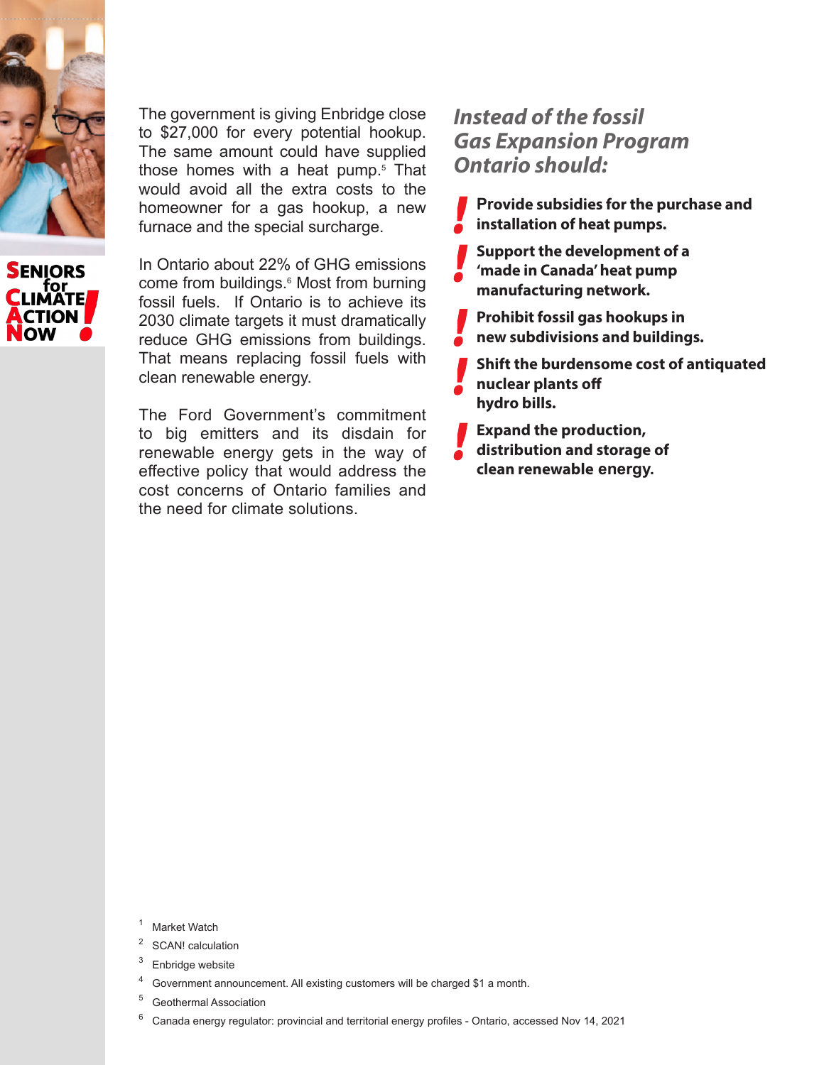The government is giving Enbridge close to $27,000 for every potential hookup. The same amount could have supplied those homes with a heat pump.[5] That would avoid all the extra costs to the homeowner for a gas hookup, a new furnace and the special surcharge.

In Ontario about 22% of GHG emissions come from buildings.[6] Most from burning fossil fuels. If Ontario is to achieve its 2030 climate targets it must dramatically reduce GHG emissions from buildings. That means replacing fossil fuels with clean renewable energy.

The Ford Government's commitment to big emitters and its disdain for renewable energy gets in the way of effective policy that would address the cost concerns of Ontario families and the need for climate solutions.

## *Instead of the fossil Gas Expansion Program Ontario should:*

- **Provide subsidies for the purchase and installation of heat pumps.**
- **Support the development of a 'made in Canada' heat pump manufacturing network.**
- **Prohibit fossil gas hookups in new subdivisions and buildings.**
- **Shift the burdensome cost of antiquated nuclear plants off hydro bills.**
- **Expand the production, distribution and storage of clean renewable energy.**

---

1 Market Watch

2 SCAN! calculation

3 Enbridge website

4 Government announcement. All existing customers will be charged $1 a month.

5 Geothermal Association

6 Canada energy regulator: provincial and territorial energy profiles - Ontario, accessed Nov 14, 2021